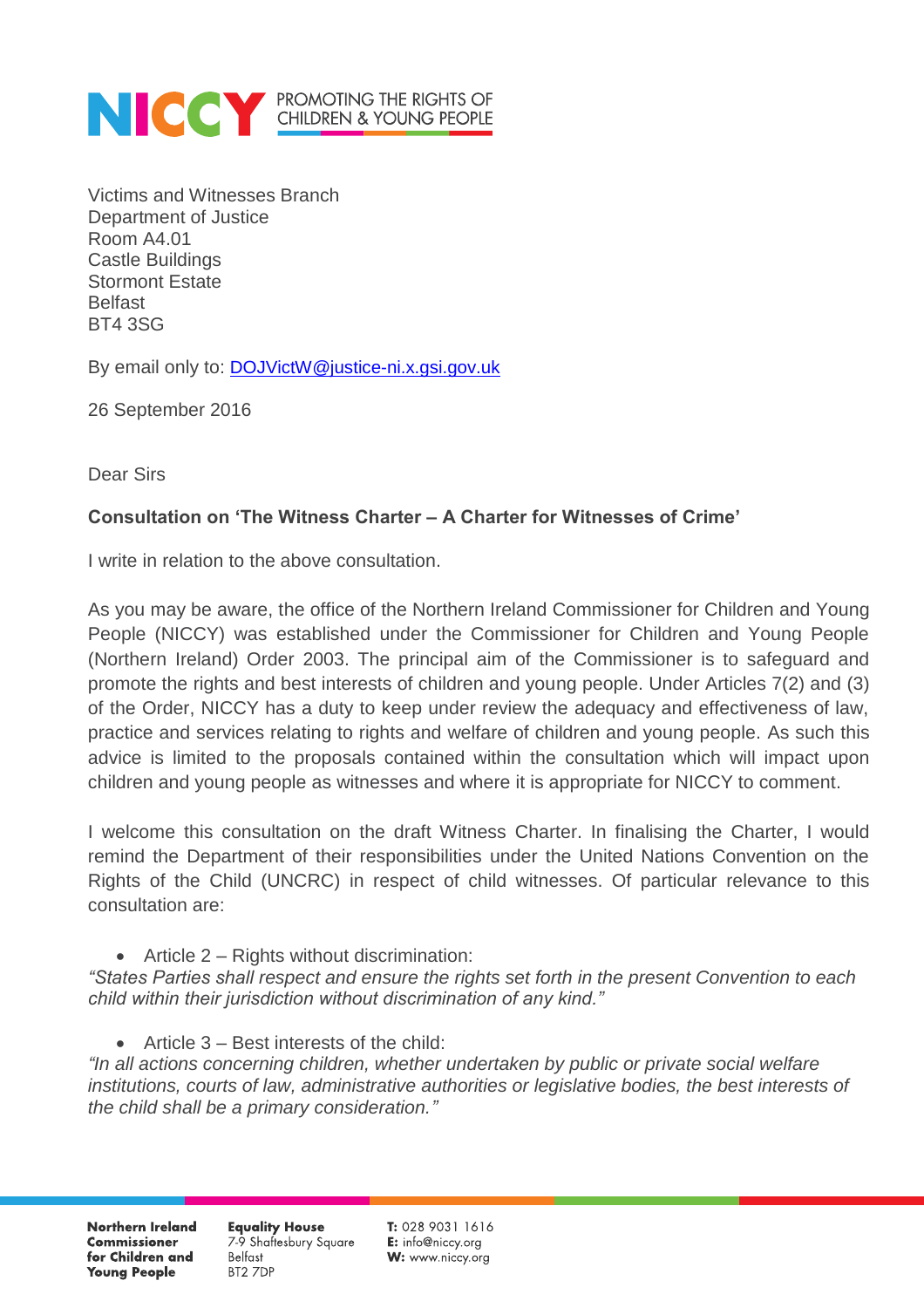NICCY PROMOTING THE RIGHTS OF CHILDREN & YOUNG PEOPLE

Victims and Witnesses Branch
Department of Justice
Room A4.01
Castle Buildings
Stormont Estate
Belfast
BT4 3SG

By email only to: DOJVictW@justice-ni.x.gsi.gov.uk

26 September 2016

Dear Sirs

**Consultation on 'The Witness Charter – A Charter for Witnesses of Crime'**

I write in relation to the above consultation.

As you may be aware, the office of the Northern Ireland Commissioner for Children and Young People (NICCY) was established under the Commissioner for Children and Young People (Northern Ireland) Order 2003. The principal aim of the Commissioner is to safeguard and promote the rights and best interests of children and young people. Under Articles 7(2) and (3) of the Order, NICCY has a duty to keep under review the adequacy and effectiveness of law, practice and services relating to rights and welfare of children and young people. As such this advice is limited to the proposals contained within the consultation which will impact upon children and young people as witnesses and where it is appropriate for NICCY to comment.

I welcome this consultation on the draft Witness Charter. In finalising the Charter, I would remind the Department of their responsibilities under the United Nations Convention on the Rights of the Child (UNCRC) in respect of child witnesses. Of particular relevance to this consultation are:

- Article 2 – Rights without discrimination:

*"States Parties shall respect and ensure the rights set forth in the present Convention to each child within their jurisdiction without discrimination of any kind."*

- Article 3 – Best interests of the child:

*"In all actions concerning children, whether undertaken by public or private social welfare institutions, courts of law, administrative authorities or legislative bodies, the best interests of the child shall be a primary consideration."*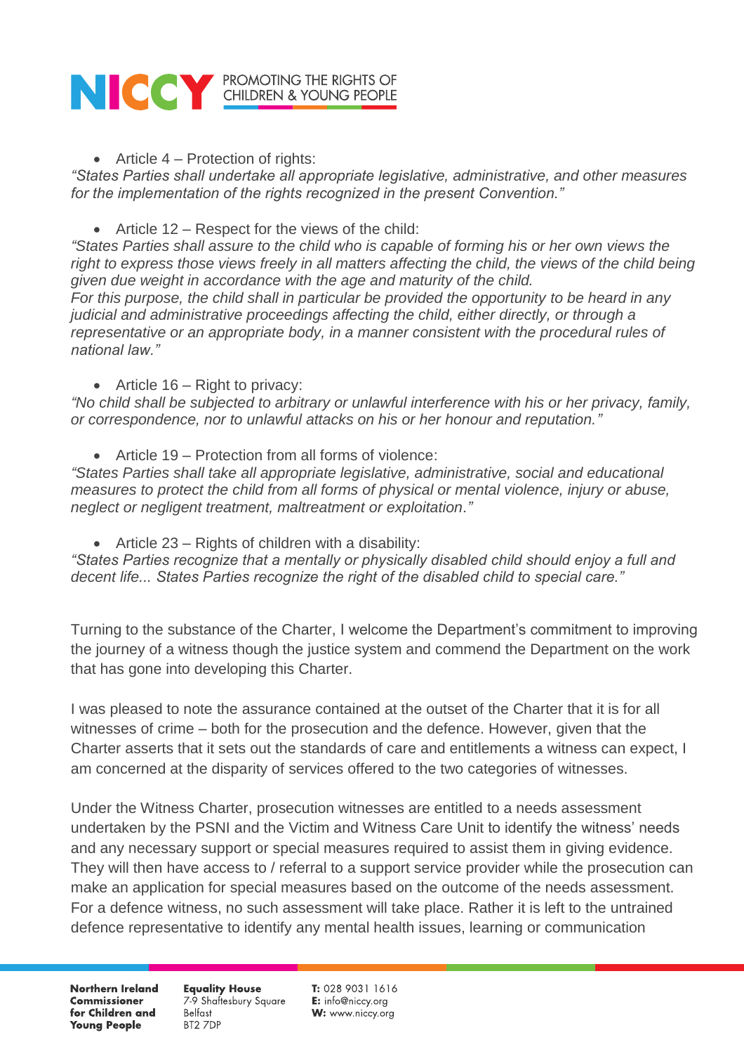- Article 4 – Protection of rights:

*"States Parties shall undertake all appropriate legislative, administrative, and other measures for the implementation of the rights recognized in the present Convention."*

- Article 12 – Respect for the views of the child:

*"States Parties shall assure to the child who is capable of forming his or her own views the right to express those views freely in all matters affecting the child, the views of the child being given due weight in accordance with the age and maturity of the child.*
*For this purpose, the child shall in particular be provided the opportunity to be heard in any judicial and administrative proceedings affecting the child, either directly, or through a representative or an appropriate body, in a manner consistent with the procedural rules of national law."*

- Article 16 – Right to privacy:

*"No child shall be subjected to arbitrary or unlawful interference with his or her privacy, family, or correspondence, nor to unlawful attacks on his or her honour and reputation."*

- Article 19 – Protection from all forms of violence:

*"States Parties shall take all appropriate legislative, administrative, social and educational measures to protect the child from all forms of physical or mental violence, injury or abuse, neglect or negligent treatment, maltreatment or exploitation."*

- Article 23 – Rights of children with a disability:

*"States Parties recognize that a mentally or physically disabled child should enjoy a full and decent life... States Parties recognize the right of the disabled child to special care."*

Turning to the substance of the Charter, I welcome the Department's commitment to improving the journey of a witness though the justice system and commend the Department on the work that has gone into developing this Charter.

I was pleased to note the assurance contained at the outset of the Charter that it is for all witnesses of crime – both for the prosecution and the defence. However, given that the Charter asserts that it sets out the standards of care and entitlements a witness can expect, I am concerned at the disparity of services offered to the two categories of witnesses.

Under the Witness Charter, prosecution witnesses are entitled to a needs assessment undertaken by the PSNI and the Victim and Witness Care Unit to identify the witness' needs and any necessary support or special measures required to assist them in giving evidence. They will then have access to / referral to a support service provider while the prosecution can make an application for special measures based on the outcome of the needs assessment. For a defence witness, no such assessment will take place. Rather it is left to the untrained defence representative to identify any mental health issues, learning or communication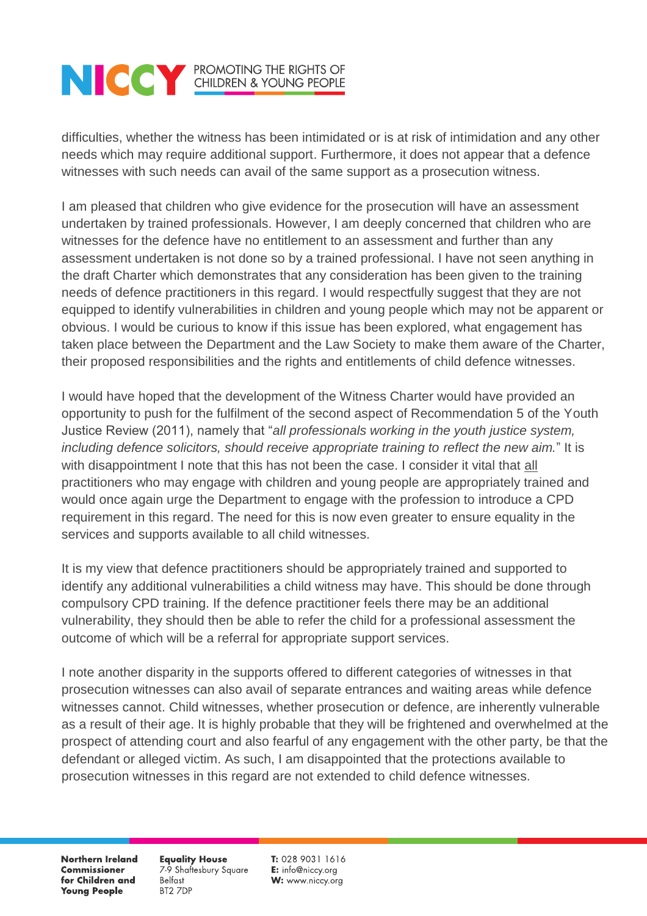difficulties, whether the witness has been intimidated or is at risk of intimidation and any other needs which may require additional support. Furthermore, it does not appear that a defence witnesses with such needs can avail of the same support as a prosecution witness.

I am pleased that children who give evidence for the prosecution will have an assessment undertaken by trained professionals. However, I am deeply concerned that children who are witnesses for the defence have no entitlement to an assessment and further than any assessment undertaken is not done so by a trained professional. I have not seen anything in the draft Charter which demonstrates that any consideration has been given to the training needs of defence practitioners in this regard. I would respectfully suggest that they are not equipped to identify vulnerabilities in children and young people which may not be apparent or obvious. I would be curious to know if this issue has been explored, what engagement has taken place between the Department and the Law Society to make them aware of the Charter, their proposed responsibilities and the rights and entitlements of child defence witnesses.

I would have hoped that the development of the Witness Charter would have provided an opportunity to push for the fulfilment of the second aspect of Recommendation 5 of the Youth Justice Review (2011), namely that "*all professionals working in the youth justice system, including defence solicitors, should receive appropriate training to reflect the new aim.*" It is with disappointment I note that this has not been the case. I consider it vital that <u>all</u> practitioners who may engage with children and young people are appropriately trained and would once again urge the Department to engage with the profession to introduce a CPD requirement in this regard. The need for this is now even greater to ensure equality in the services and supports available to all child witnesses.

It is my view that defence practitioners should be appropriately trained and supported to identify any additional vulnerabilities a child witness may have. This should be done through compulsory CPD training. If the defence practitioner feels there may be an additional vulnerability, they should then be able to refer the child for a professional assessment the outcome of which will be a referral for appropriate support services.

I note another disparity in the supports offered to different categories of witnesses in that prosecution witnesses can also avail of separate entrances and waiting areas while defence witnesses cannot. Child witnesses, whether prosecution or defence, are inherently vulnerable as a result of their age. It is highly probable that they will be frightened and overwhelmed at the prospect of attending court and also fearful of any engagement with the other party, be that the defendant or alleged victim. As such, I am disappointed that the protections available to prosecution witnesses in this regard are not extended to child defence witnesses.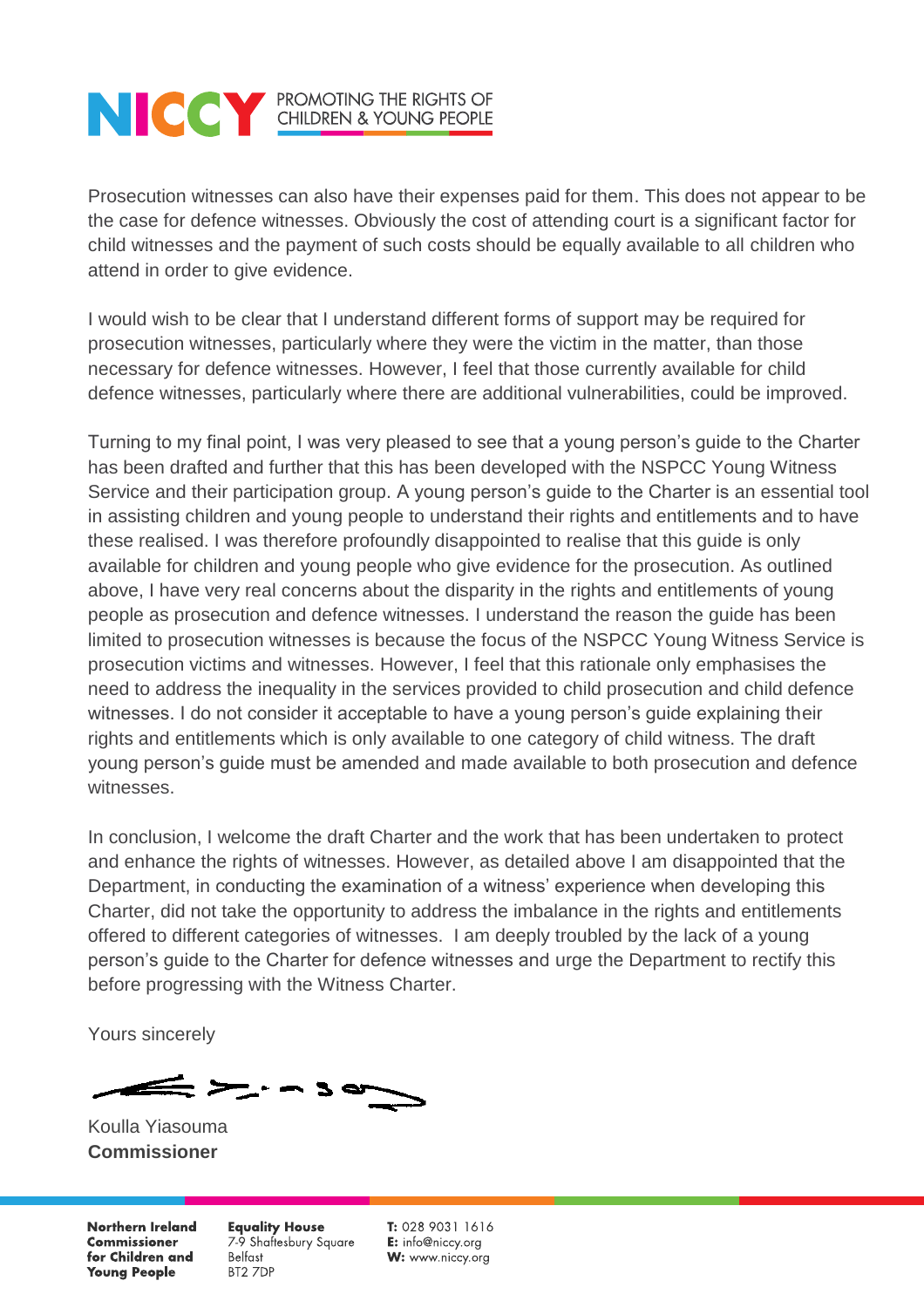Prosecution witnesses can also have their expenses paid for them. This does not appear to be the case for defence witnesses. Obviously the cost of attending court is a significant factor for child witnesses and the payment of such costs should be equally available to all children who attend in order to give evidence.

I would wish to be clear that I understand different forms of support may be required for prosecution witnesses, particularly where they were the victim in the matter, than those necessary for defence witnesses. However, I feel that those currently available for child defence witnesses, particularly where there are additional vulnerabilities, could be improved.

Turning to my final point, I was very pleased to see that a young person's guide to the Charter has been drafted and further that this has been developed with the NSPCC Young Witness Service and their participation group. A young person's guide to the Charter is an essential tool in assisting children and young people to understand their rights and entitlements and to have these realised. I was therefore profoundly disappointed to realise that this guide is only available for children and young people who give evidence for the prosecution. As outlined above, I have very real concerns about the disparity in the rights and entitlements of young people as prosecution and defence witnesses. I understand the reason the guide has been limited to prosecution witnesses is because the focus of the NSPCC Young Witness Service is prosecution victims and witnesses. However, I feel that this rationale only emphasises the need to address the inequality in the services provided to child prosecution and child defence witnesses. I do not consider it acceptable to have a young person's guide explaining their rights and entitlements which is only available to one category of child witness. The draft young person's guide must be amended and made available to both prosecution and defence witnesses.

In conclusion, I welcome the draft Charter and the work that has been undertaken to protect and enhance the rights of witnesses. However, as detailed above I am disappointed that the Department, in conducting the examination of a witness' experience when developing this Charter, did not take the opportunity to address the imbalance in the rights and entitlements offered to different categories of witnesses. I am deeply troubled by the lack of a young person's guide to the Charter for defence witnesses and urge the Department to rectify this before progressing with the Witness Charter.

Yours sincerely

Koulla Yiasouma
**Commissioner**